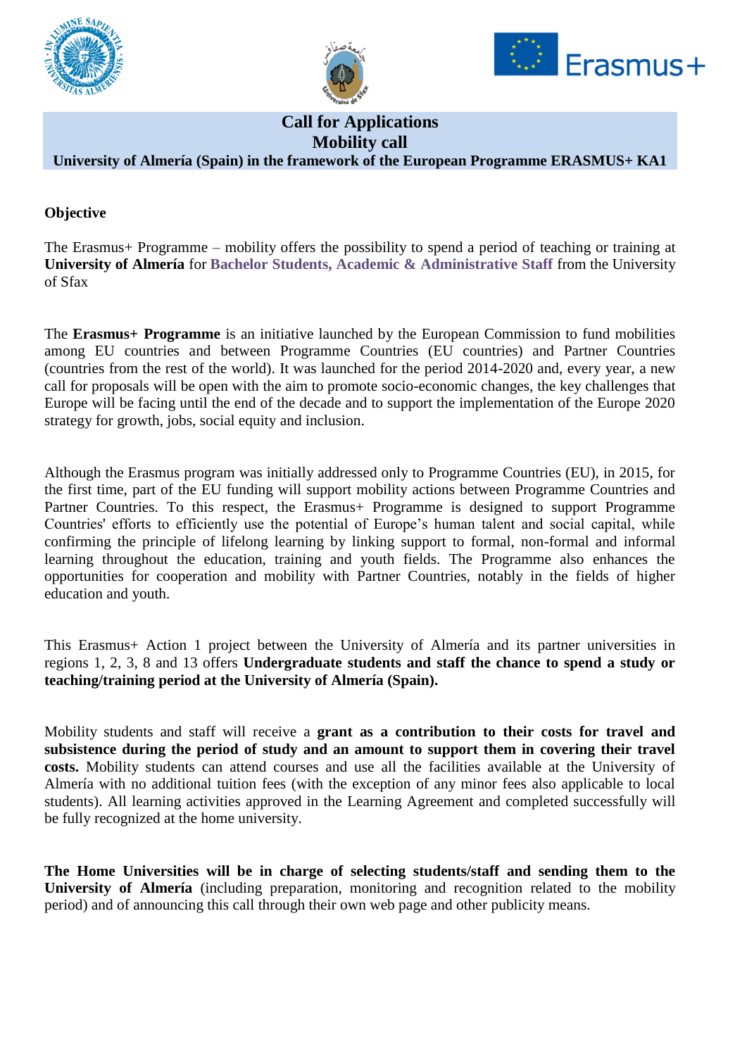# Call for Applications
## Mobility call
### University of Almería (Spain) in the framework of the European Programme ERASMUS+ KA1

**Objective**

The Erasmus+ Programme – mobility offers the possibility to spend a period of teaching or training at **University of Almería** for **Bachelor Students, Academic & Administrative Staff** from the University of Sfax

The **Erasmus+ Programme** is an initiative launched by the European Commission to fund mobilities among EU countries and between Programme Countries (EU countries) and Partner Countries (countries from the rest of the world). It was launched for the period 2014-2020 and, every year, a new call for proposals will be open with the aim to promote socio-economic changes, the key challenges that Europe will be facing until the end of the decade and to support the implementation of the Europe 2020 strategy for growth, jobs, social equity and inclusion.

Although the Erasmus program was initially addressed only to Programme Countries (EU), in 2015, for the first time, part of the EU funding will support mobility actions between Programme Countries and Partner Countries. To this respect, the Erasmus+ Programme is designed to support Programme Countries' efforts to efficiently use the potential of Europe's human talent and social capital, while confirming the principle of lifelong learning by linking support to formal, non-formal and informal learning throughout the education, training and youth fields. The Programme also enhances the opportunities for cooperation and mobility with Partner Countries, notably in the fields of higher education and youth.

This Erasmus+ Action 1 project between the University of Almería and its partner universities in regions 1, 2, 3, 8 and 13 offers **Undergraduate students and staff the chance to spend a study or teaching/training period at the University of Almería (Spain).**

Mobility students and staff will receive a **grant as a contribution to their costs for travel and subsistence during the period of study and an amount to support them in covering their travel costs.** Mobility students can attend courses and use all the facilities available at the University of Almería with no additional tuition fees (with the exception of any minor fees also applicable to local students). All learning activities approved in the Learning Agreement and completed successfully will be fully recognized at the home university.

**The Home Universities will be in charge of selecting students/staff and sending them to the University of Almería** (including preparation, monitoring and recognition related to the mobility period) and of announcing this call through their own web page and other publicity means.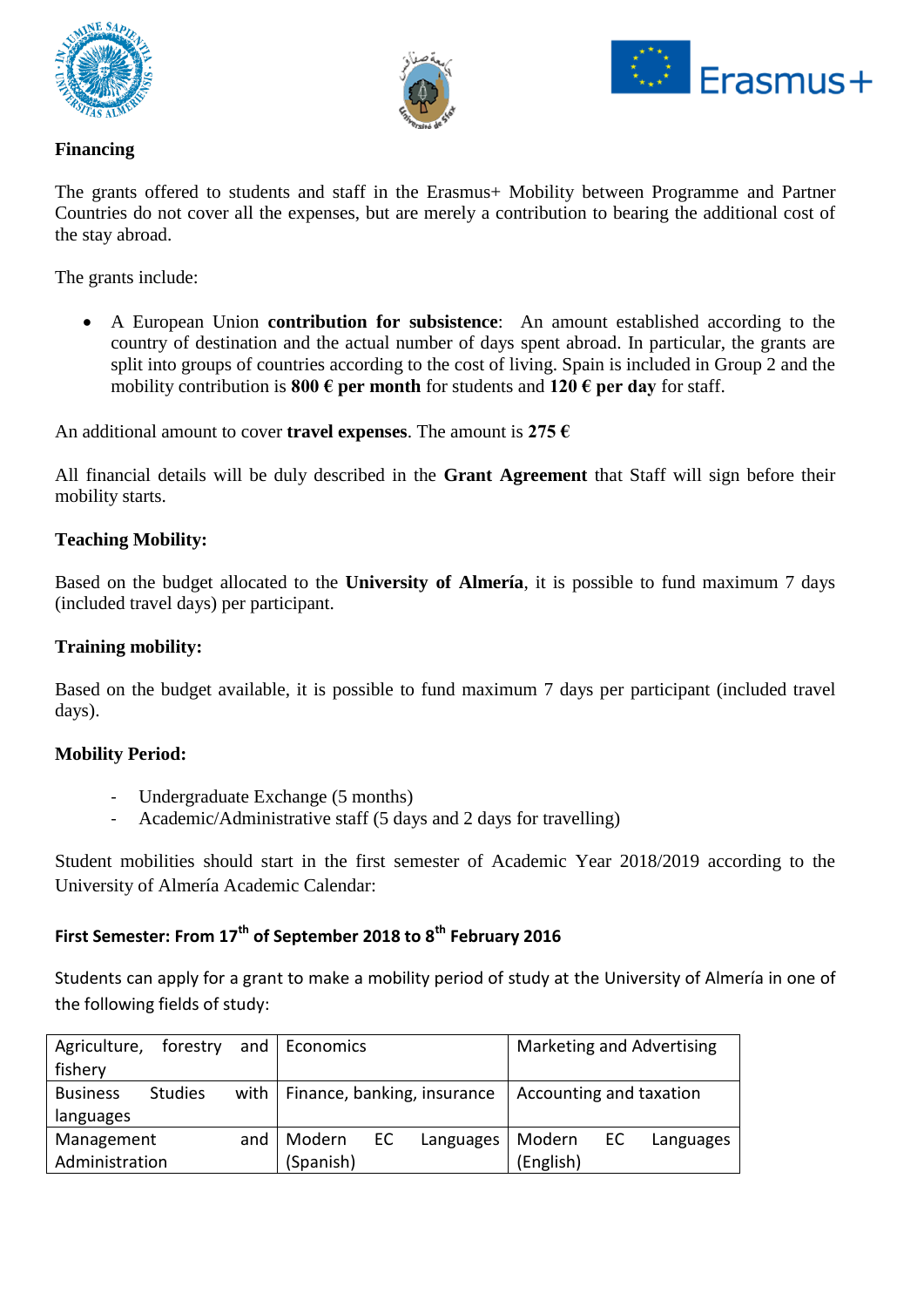**Financing**

The grants offered to students and staff in the Erasmus+ Mobility between Programme and Partner Countries do not cover all the expenses, but are merely a contribution to bearing the additional cost of the stay abroad.

The grants include:

- A European Union **contribution for subsistence**: An amount established according to the country of destination and the actual number of days spent abroad. In particular, the grants are split into groups of countries according to the cost of living. Spain is included in Group 2 and the mobility contribution is **800 € per month** for students and **120 € per day** for staff.

An additional amount to cover **travel expenses**. The amount is **275 €**

All financial details will be duly described in the **Grant Agreement** that Staff will sign before their mobility starts.

**Teaching Mobility:**

Based on the budget allocated to the **University of Almería**, it is possible to fund maximum 7 days (included travel days) per participant.

**Training mobility:**

Based on the budget available, it is possible to fund maximum 7 days per participant (included travel days).

**Mobility Period:**

- Undergraduate Exchange (5 months)
- Academic/Administrative staff (5 days and 2 days for travelling)

Student mobilities should start in the first semester of Academic Year 2018/2019 according to the University of Almería Academic Calendar:

**First Semester: From 17th of September 2018 to 8th February 2016**

Students can apply for a grant to make a mobility period of study at the University of Almería in one of the following fields of study:

| | | |
|---|---|---|
| Agriculture, forestry and fishery | Economics | Marketing and Advertising |
| Business Studies with languages | Finance, banking, insurance | Accounting and taxation |
| Management and Administration | Modern EC Languages (Spanish) | Modern EC Languages (English) |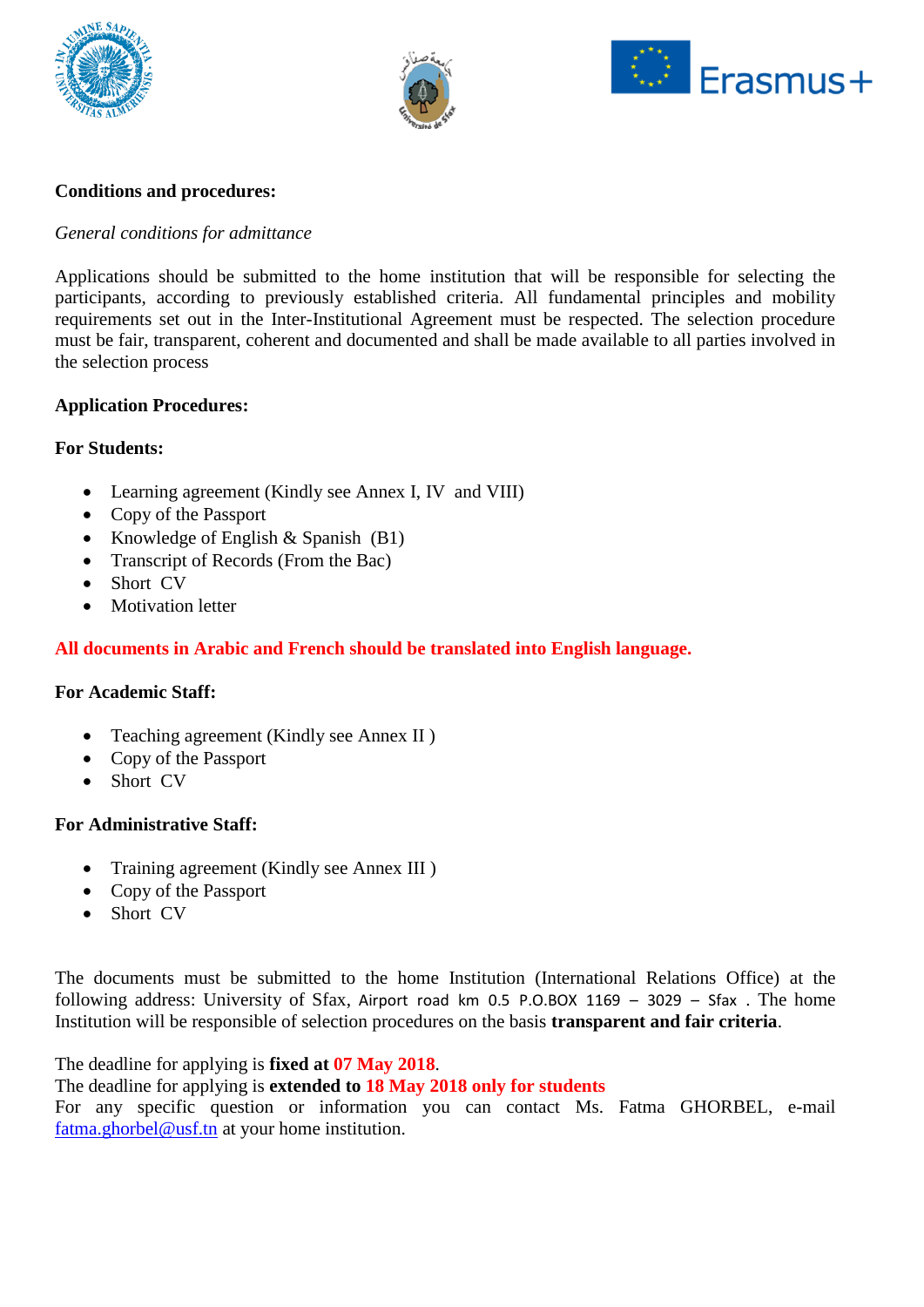**Conditions and procedures:**

*General conditions for admittance*

Applications should be submitted to the home institution that will be responsible for selecting the participants, according to previously established criteria. All fundamental principles and mobility requirements set out in the Inter-Institutional Agreement must be respected. The selection procedure must be fair, transparent, coherent and documented and shall be made available to all parties involved in the selection process

**Application Procedures:**

**For Students:**

- Learning agreement (Kindly see Annex I, IV and VIII)
- Copy of the Passport
- Knowledge of English & Spanish (B1)
- Transcript of Records (From the Bac)
- Short CV
- Motivation letter

**All documents in Arabic and French should be translated into English language.**

**For Academic Staff:**

- Teaching agreement (Kindly see Annex II )
- Copy of the Passport
- Short CV

**For Administrative Staff:**

- Training agreement (Kindly see Annex III )
- Copy of the Passport
- Short CV

The documents must be submitted to the home Institution (International Relations Office) at the following address: University of Sfax, Airport road km 0.5 P.O.BOX 1169 – 3029 – Sfax . The home Institution will be responsible of selection procedures on the basis **transparent and fair criteria**.

The deadline for applying is **fixed at 07 May 2018**.
The deadline for applying is **extended to 18 May 2018 only for students**
For any specific question or information you can contact Ms. Fatma GHORBEL, e-mail fatma.ghorbel@usf.tn at your home institution.